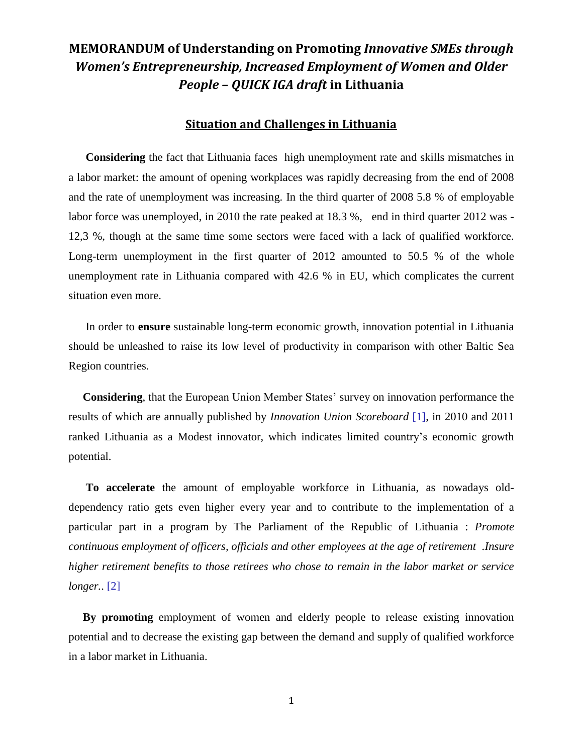# MEMORANDUM of Understanding on Promoting *Innovative SMEs through Women's Entrepreneurship, Increased Employment of Women and Older People – QUICK IGA draft* in Lithuania

## Situation and Challenges in Lithuania

**Considering** the fact that Lithuania faces high unemployment rate and skills mismatches in a labor market: the amount of opening workplaces was rapidly decreasing from the end of 2008 and the rate of unemployment was increasing. In the third quarter of 2008 5.8 % of employable labor force was unemployed, in 2010 the rate peaked at 18.3 %, end in third quarter 2012 was - 12,3 %, though at the same time some sectors were faced with a lack of qualified workforce. Long-term unemployment in the first quarter of 2012 amounted to 50.5 % of the whole unemployment rate in Lithuania compared with 42.6 % in EU, which complicates the current situation even more.

In order to **ensure** sustainable long-term economic growth, innovation potential in Lithuania should be unleashed to raise its low level of productivity in comparison with other Baltic Sea Region countries.

**Considering**, that the European Union Member States' survey on innovation performance the results of which are annually published by *Innovation Union Scoreboard* [1], in 2010 and 2011 ranked Lithuania as a Modest innovator, which indicates limited country's economic growth potential.

**To accelerate** the amount of employable workforce in Lithuania, as nowadays old-dependency ratio gets even higher every year and to contribute to the implementation of a particular part in a program by The Parliament of the Republic of Lithuania : *Promote continuous employment of officers, officials and other employees at the age of retirement .Insure higher retirement benefits to those retirees who chose to remain in the labor market or service longer..* [2]

**By promoting** employment of women and elderly people to release existing innovation potential and to decrease the existing gap between the demand and supply of qualified workforce in a labor market in Lithuania.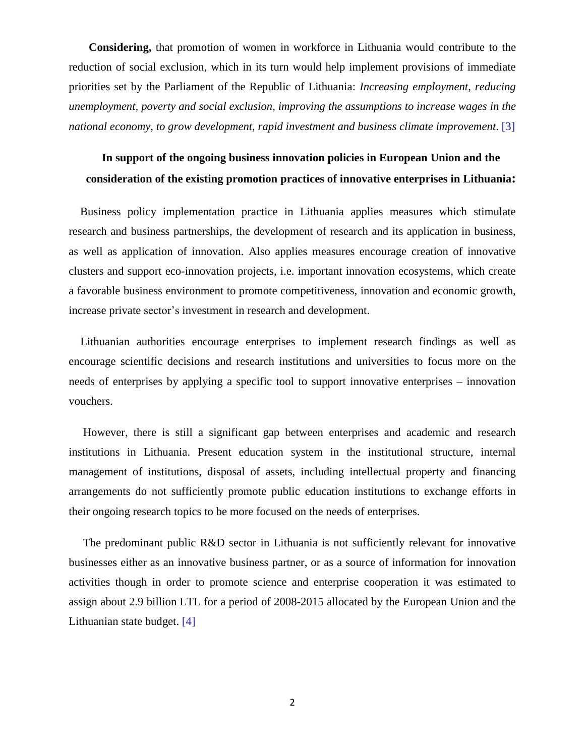**Considering,** that promotion of women in workforce in Lithuania would contribute to the reduction of social exclusion, which in its turn would help implement provisions of immediate priorities set by the Parliament of the Republic of Lithuania: *Increasing employment, reducing unemployment, poverty and social exclusion, improving the assumptions to increase wages in the national economy, to grow development, rapid investment and business climate improvement.* [3]

**In support of the ongoing business innovation policies in European Union and the consideration of the existing promotion practices of innovative enterprises in Lithuania:**

Business policy implementation practice in Lithuania applies measures which stimulate research and business partnerships, the development of research and its application in business, as well as application of innovation. Also applies measures encourage creation of innovative clusters and support eco-innovation projects, i.e. important innovation ecosystems, which create a favorable business environment to promote competitiveness, innovation and economic growth, increase private sector's investment in research and development.

Lithuanian authorities encourage enterprises to implement research findings as well as encourage scientific decisions and research institutions and universities to focus more on the needs of enterprises by applying a specific tool to support innovative enterprises – innovation vouchers.

However, there is still a significant gap between enterprises and academic and research institutions in Lithuania. Present education system in the institutional structure, internal management of institutions, disposal of assets, including intellectual property and financing arrangements do not sufficiently promote public education institutions to exchange efforts in their ongoing research topics to be more focused on the needs of enterprises.

The predominant public R&D sector in Lithuania is not sufficiently relevant for innovative businesses either as an innovative business partner, or as a source of information for innovation activities though in order to promote science and enterprise cooperation it was estimated to assign about 2.9 billion LTL for a period of 2008-2015 allocated by the European Union and the Lithuanian state budget. [4]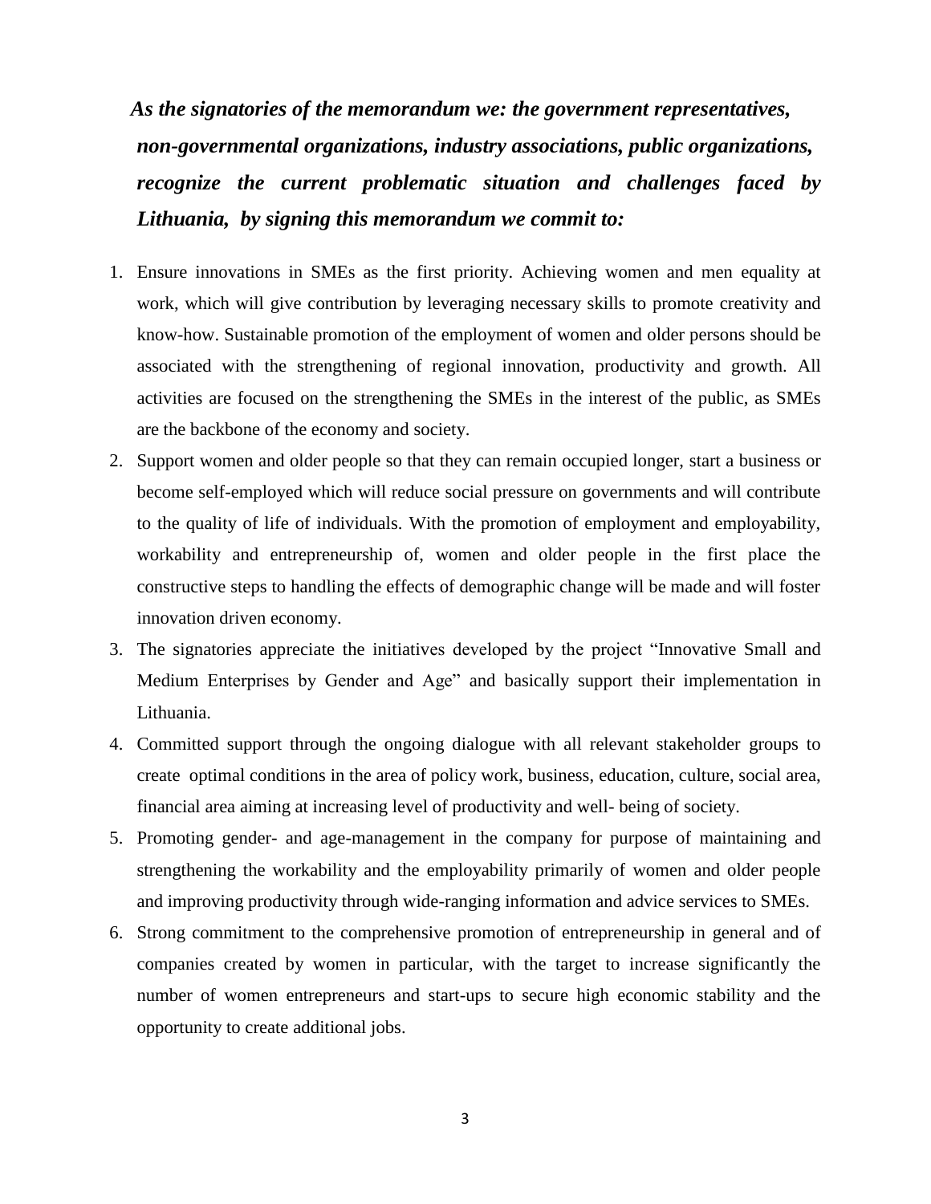***As the signatories of the memorandum we: the government representatives, non-governmental organizations, industry associations, public organizations, recognize the current problematic situation and challenges faced by Lithuania, by signing this memorandum we commit to:***

1. Ensure innovations in SMEs as the first priority. Achieving women and men equality at work, which will give contribution by leveraging necessary skills to promote creativity and know-how. Sustainable promotion of the employment of women and older persons should be associated with the strengthening of regional innovation, productivity and growth. All activities are focused on the strengthening the SMEs in the interest of the public, as SMEs are the backbone of the economy and society.
2. Support women and older people so that they can remain occupied longer, start a business or become self-employed which will reduce social pressure on governments and will contribute to the quality of life of individuals. With the promotion of employment and employability, workability and entrepreneurship of, women and older people in the first place the constructive steps to handling the effects of demographic change will be made and will foster innovation driven economy.
3. The signatories appreciate the initiatives developed by the project "Innovative Small and Medium Enterprises by Gender and Age" and basically support their implementation in Lithuania.
4. Committed support through the ongoing dialogue with all relevant stakeholder groups to create optimal conditions in the area of policy work, business, education, culture, social area, financial area aiming at increasing level of productivity and well- being of society.
5. Promoting gender- and age-management in the company for purpose of maintaining and strengthening the workability and the employability primarily of women and older people and improving productivity through wide-ranging information and advice services to SMEs.
6. Strong commitment to the comprehensive promotion of entrepreneurship in general and of companies created by women in particular, with the target to increase significantly the number of women entrepreneurs and start-ups to secure high economic stability and the opportunity to create additional jobs.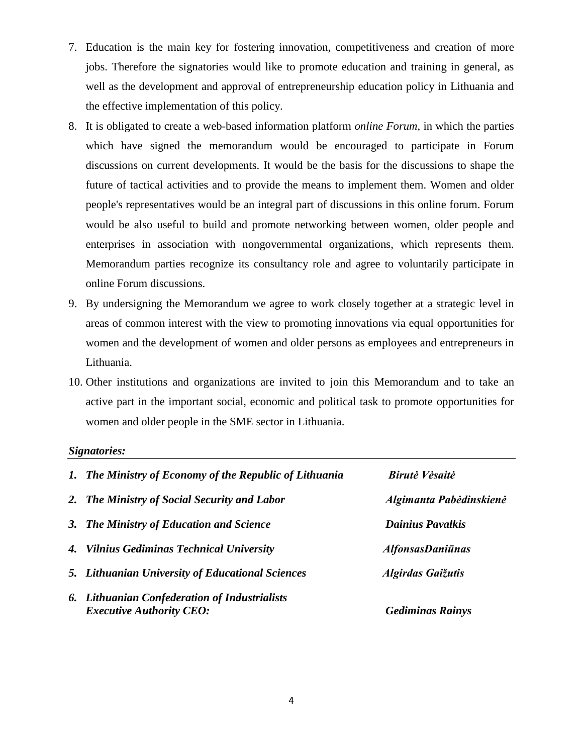7. Education is the main key for fostering innovation, competitiveness and creation of more jobs. Therefore the signatories would like to promote education and training in general, as well as the development and approval of entrepreneurship education policy in Lithuania and the effective implementation of this policy.
8. It is obligated to create a web-based information platform *online Forum*, in which the parties which have signed the memorandum would be encouraged to participate in Forum discussions on current developments. It would be the basis for the discussions to shape the future of tactical activities and to provide the means to implement them. Women and older people's representatives would be an integral part of discussions in this online forum. Forum would be also useful to build and promote networking between women, older people and enterprises in association with nongovernmental organizations, which represents them. Memorandum parties recognize its consultancy role and agree to voluntarily participate in online Forum discussions.
9. By undersigning the Memorandum we agree to work closely together at a strategic level in areas of common interest with the view to promoting innovations via equal opportunities for women and the development of women and older persons as employees and entrepreneurs in Lithuania.
10. Other institutions and organizations are invited to join this Memorandum and to take an active part in the important social, economic and political task to promote opportunities for women and older people in the SME sector in Lithuania.

***Signatories:***

| | |
|---|---|
| ***1. The Ministry of Economy of the Republic of Lithuania*** | ***Birutė Vėsaitė*** |
| ***2. The Ministry of Social Security and Labor*** | ***Algimanta Pabėdinskienė*** |
| ***3. The Ministry of Education and Science*** | ***Dainius Pavalkis*** |
| ***4. Vilnius Gediminas Technical University*** | ***AlfonsasDaniūnas*** |
| ***5. Lithuanian University of Educational Sciences*** | ***Algirdas Gaižutis*** |
| ***6. Lithuanian Confederation of Industrialists Executive Authority CEO:*** | ***Gediminas Rainys*** |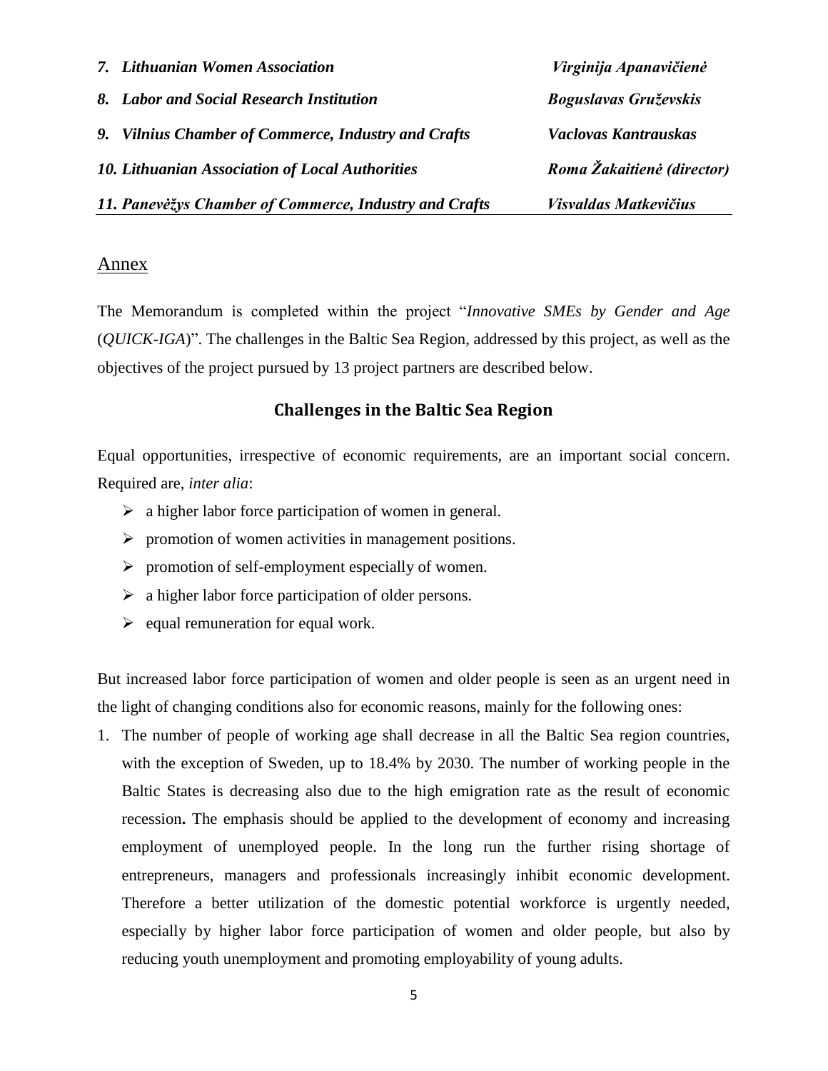| | |
|---|---|
| ***7. Lithuanian Women Association*** | ***Virginija Apanavičienė*** |
| ***8. Labor and Social Research Institution*** | ***Boguslavas Gruževskis*** |
| ***9. Vilnius Chamber of Commerce, Industry and Crafts*** | ***Vaclovas Kantrauskas*** |
| ***10. Lithuanian Association of Local Authorities*** | ***Roma Žakaitienė (director)*** |
| ***11. Panevėžys Chamber of Commerce, Industry and Crafts*** | ***Visvaldas Matkevičius*** |

## Annex

The Memorandum is completed within the project "*Innovative SMEs by Gender and Age* (*QUICK-IGA*)". The challenges in the Baltic Sea Region, addressed by this project, as well as the objectives of the project pursued by 13 project partners are described below.

### Challenges in the Baltic Sea Region

Equal opportunities, irrespective of economic requirements, are an important social concern. Required are, *inter alia*:

- a higher labor force participation of women in general.
- promotion of women activities in management positions.
- promotion of self-employment especially of women.
- a higher labor force participation of older persons.
- equal remuneration for equal work.

But increased labor force participation of women and older people is seen as an urgent need in the light of changing conditions also for economic reasons, mainly for the following ones:

1. The number of people of working age shall decrease in all the Baltic Sea region countries, with the exception of Sweden, up to 18.4% by 2030. The number of working people in the Baltic States is decreasing also due to the high emigration rate as the result of economic recession**.** The emphasis should be applied to the development of economy and increasing employment of unemployed people. In the long run the further rising shortage of entrepreneurs, managers and professionals increasingly inhibit economic development. Therefore a better utilization of the domestic potential workforce is urgently needed, especially by higher labor force participation of women and older people, but also by reducing youth unemployment and promoting employability of young adults.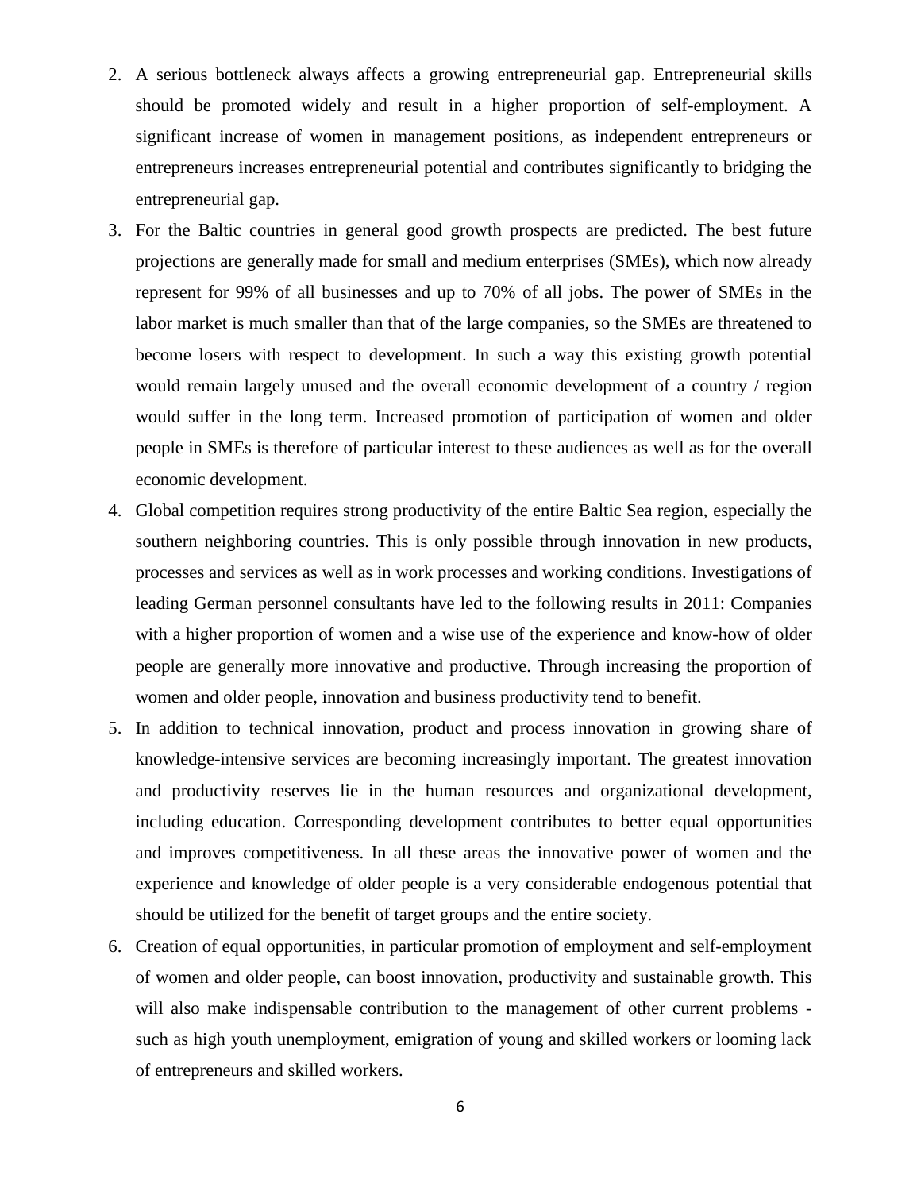2. A serious bottleneck always affects a growing entrepreneurial gap. Entrepreneurial skills should be promoted widely and result in a higher proportion of self-employment. A significant increase of women in management positions, as independent entrepreneurs or entrepreneurs increases entrepreneurial potential and contributes significantly to bridging the entrepreneurial gap.
3. For the Baltic countries in general good growth prospects are predicted. The best future projections are generally made for small and medium enterprises (SMEs), which now already represent for 99% of all businesses and up to 70% of all jobs. The power of SMEs in the labor market is much smaller than that of the large companies, so the SMEs are threatened to become losers with respect to development. In such a way this existing growth potential would remain largely unused and the overall economic development of a country / region would suffer in the long term. Increased promotion of participation of women and older people in SMEs is therefore of particular interest to these audiences as well as for the overall economic development.
4. Global competition requires strong productivity of the entire Baltic Sea region, especially the southern neighboring countries. This is only possible through innovation in new products, processes and services as well as in work processes and working conditions. Investigations of leading German personnel consultants have led to the following results in 2011: Companies with a higher proportion of women and a wise use of the experience and know-how of older people are generally more innovative and productive. Through increasing the proportion of women and older people, innovation and business productivity tend to benefit.
5. In addition to technical innovation, product and process innovation in growing share of knowledge-intensive services are becoming increasingly important. The greatest innovation and productivity reserves lie in the human resources and organizational development, including education. Corresponding development contributes to better equal opportunities and improves competitiveness. In all these areas the innovative power of women and the experience and knowledge of older people is a very considerable endogenous potential that should be utilized for the benefit of target groups and the entire society.
6. Creation of equal opportunities, in particular promotion of employment and self-employment of women and older people, can boost innovation, productivity and sustainable growth. This will also make indispensable contribution to the management of other current problems - such as high youth unemployment, emigration of young and skilled workers or looming lack of entrepreneurs and skilled workers.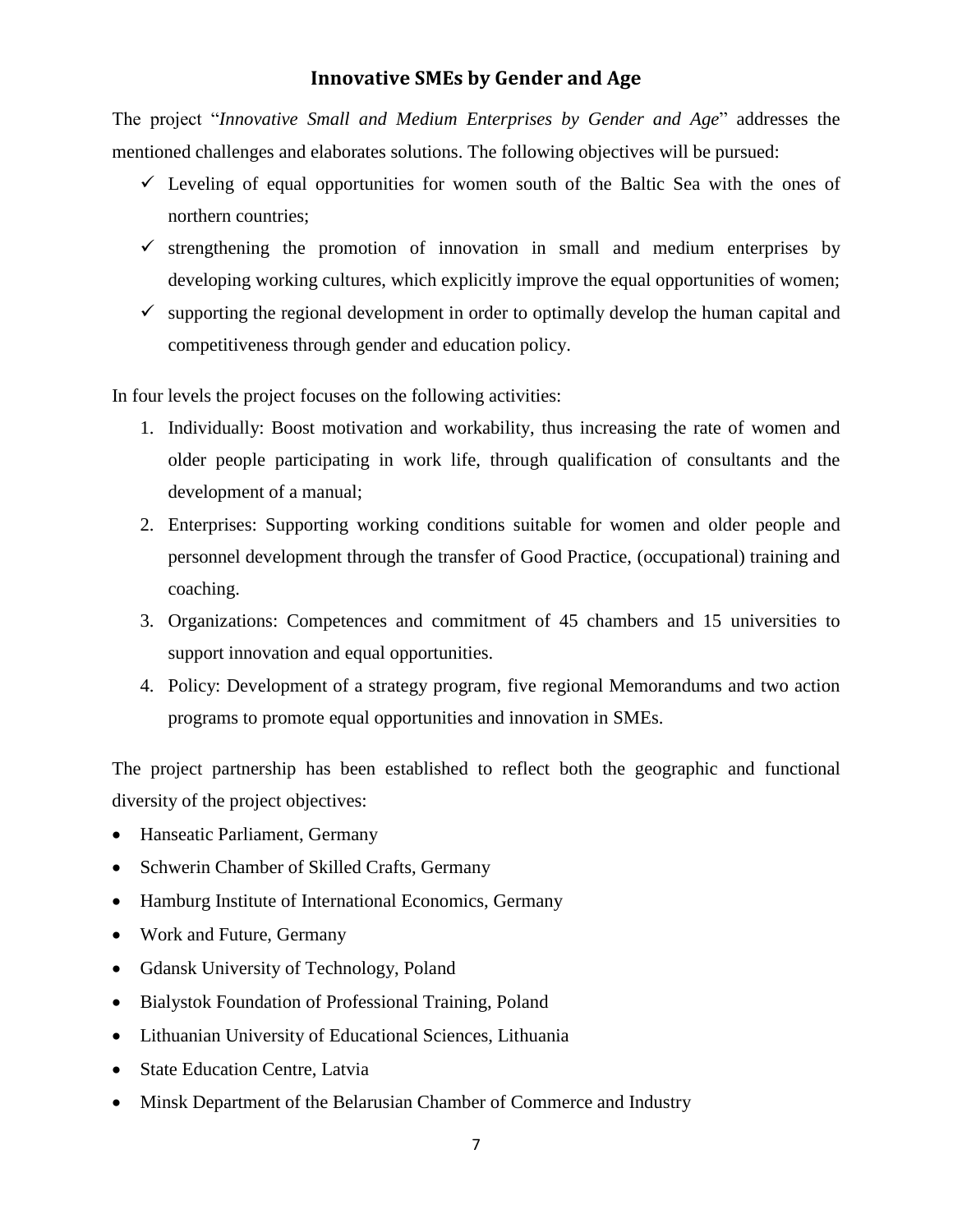## Innovative SMEs by Gender and Age

The project "*Innovative Small and Medium Enterprises by Gender and Age*" addresses the mentioned challenges and elaborates solutions. The following objectives will be pursued:

- ✓ Leveling of equal opportunities for women south of the Baltic Sea with the ones of northern countries;
- ✓ strengthening the promotion of innovation in small and medium enterprises by developing working cultures, which explicitly improve the equal opportunities of women;
- ✓ supporting the regional development in order to optimally develop the human capital and competitiveness through gender and education policy.

In four levels the project focuses on the following activities:

1. Individually: Boost motivation and workability, thus increasing the rate of women and older people participating in work life, through qualification of consultants and the development of a manual;
2. Enterprises: Supporting working conditions suitable for women and older people and personnel development through the transfer of Good Practice, (occupational) training and coaching.
3. Organizations: Competences and commitment of 45 chambers and 15 universities to support innovation and equal opportunities.
4. Policy: Development of a strategy program, five regional Memorandums and two action programs to promote equal opportunities and innovation in SMEs.

The project partnership has been established to reflect both the geographic and functional diversity of the project objectives:

- Hanseatic Parliament, Germany
- Schwerin Chamber of Skilled Crafts, Germany
- Hamburg Institute of International Economics, Germany
- Work and Future, Germany
- Gdansk University of Technology, Poland
- Bialystok Foundation of Professional Training, Poland
- Lithuanian University of Educational Sciences, Lithuania
- State Education Centre, Latvia
- Minsk Department of the Belarusian Chamber of Commerce and Industry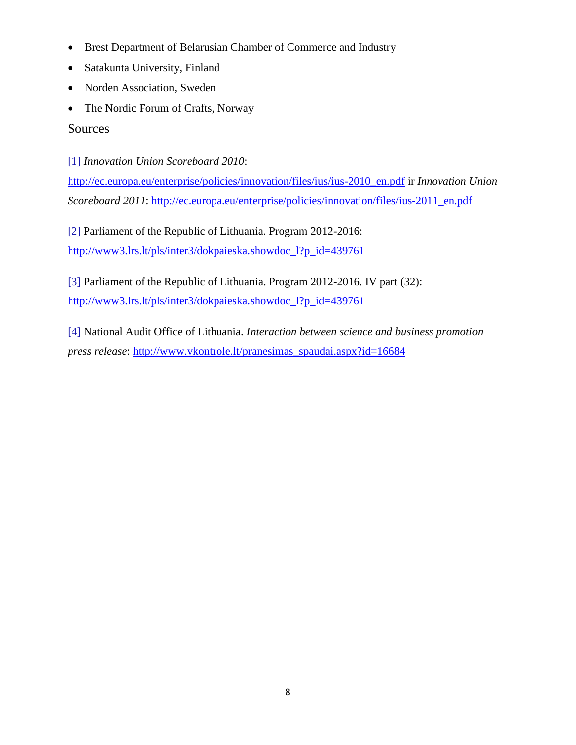- Brest Department of Belarusian Chamber of Commerce and Industry
- Satakunta University, Finland
- Norden Association, Sweden
- The Nordic Forum of Crafts, Norway

## Sources

[1] *Innovation Union Scoreboard 2010*: http://ec.europa.eu/enterprise/policies/innovation/files/ius/ius-2010_en.pdf ir *Innovation Union Scoreboard 2011*: http://ec.europa.eu/enterprise/policies/innovation/files/ius-2011_en.pdf

[2] Parliament of the Republic of Lithuania. Program 2012-2016: http://www3.lrs.lt/pls/inter3/dokpaieska.showdoc_l?p_id=439761

[3] Parliament of the Republic of Lithuania. Program 2012-2016. IV part (32): http://www3.lrs.lt/pls/inter3/dokpaieska.showdoc_l?p_id=439761

[4] National Audit Office of Lithuania. *Interaction between science and business promotion press release*: http://www.vkontrole.lt/pranesimas_spaudai.aspx?id=16684